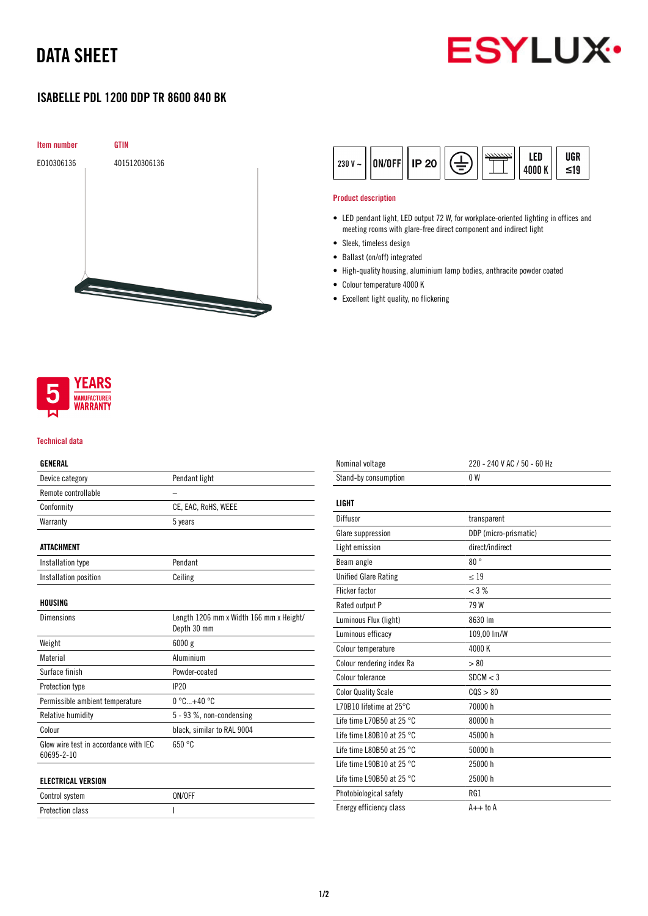# DATA SHEET

## ISABELLE PDL 1200 DDP TR 8600 840 BK

| Item number | GTIN |
| --- | --- |
| E010306136 | 4015120306136 |

230 V ~ | ON/OFF | IP 20 | LED 4000 K | UGR ≤19

### Product description

- LED pendant light, LED output 72 W, for workplace-oriented lighting in offices and meeting rooms with glare-free direct component and indirect light
- Sleek, timeless design
- Ballast (on/off) integrated
- High-quality housing, aluminium lamp bodies, anthracite powder coated
- Colour temperature 4000 K
- Excellent light quality, no flickering

5 YEARS MANUFACTURER WARRANTY

### Technical data

| GENERAL | |
| --- | --- |
| Device category | Pendant light |
| Remote controllable | – |
| Conformity | CE, EAC, RoHS, WEEE |
| Warranty | 5 years |

| ATTACHMENT | |
| --- | --- |
| Installation type | Pendant |
| Installation position | Ceiling |

| HOUSING | |
| --- | --- |
| Dimensions | Length 1206 mm x Width 166 mm x Height/ Depth 30 mm |
| Weight | 6000 g |
| Material | Aluminium |
| Surface finish | Powder-coated |
| Protection type | IP20 |
| Permissible ambient temperature | 0 °C...+40 °C |
| Relative humidity | 5 - 93 %, non-condensing |
| Colour | black, similar to RAL 9004 |
| Glow wire test in accordance with IEC 60695-2-10 | 650 °C |

| ELECTRICAL VERSION | |
| --- | --- |
| Control system | ON/OFF |
| Protection class | I |
| Nominal voltage | 220 - 240 V AC / 50 - 60 Hz |
| Stand-by consumption | 0 W |

| LIGHT | |
| --- | --- |
| Diffusor | transparent |
| Glare suppression | DDP (micro-prismatic) |
| Light emission | direct/indirect |
| Beam angle | 80 ° |
| Unified Glare Rating | ≤ 19 |
| Flicker factor | < 3 % |
| Rated output P | 79 W |
| Luminous Flux (light) | 8630 lm |
| Luminous efficacy | 109,00 lm/W |
| Colour temperature | 4000 K |
| Colour rendering index Ra | > 80 |
| Colour tolerance | SDCM < 3 |
| Color Quality Scale | CQS > 80 |
| L70B10 lifetime at 25°C | 70000 h |
| Life time L70B50 at 25 °C | 80000 h |
| Life time L80B10 at 25 °C | 45000 h |
| Life time L80B50 at 25 °C | 50000 h |
| Life time L90B10 at 25 °C | 25000 h |
| Life time L90B50 at 25 °C | 25000 h |
| Photobiological safety | RG1 |
| Energy efficiency class | A++ to A |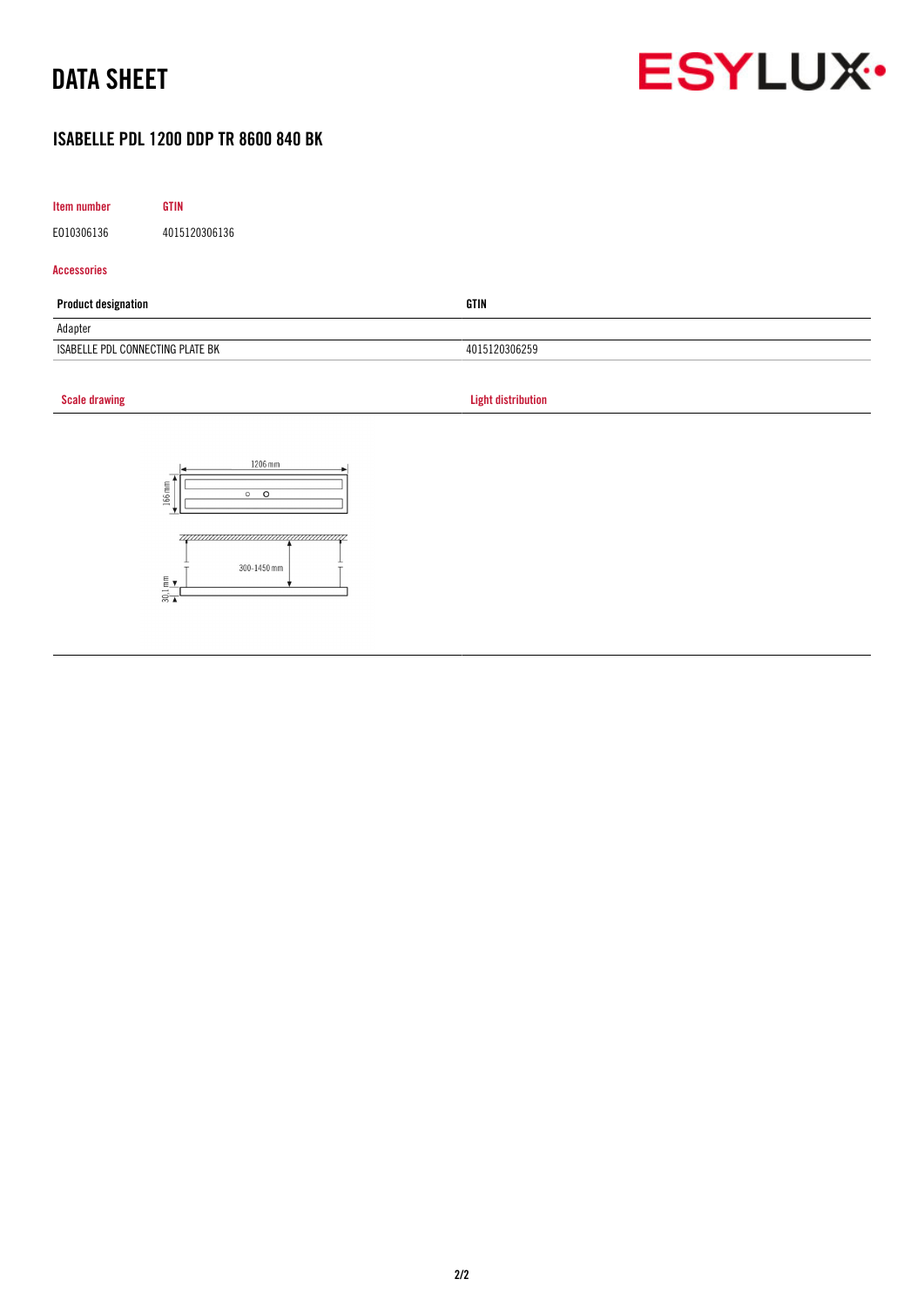# DATA SHEET

## ISABELLE PDL 1200 DDP TR 8600 840 BK

| Item number | GTIN |
| --- | --- |
| E010306136 | 4015120306136 |

### Accessories

| Product designation | GTIN |
| --- | --- |
| Adapter | |
| ISABELLE PDL CONNECTING PLATE BK | 4015120306259 |

### Scale drawing

1206 mm
166 mm
300-1450 mm
30,1 mm

### Light distribution